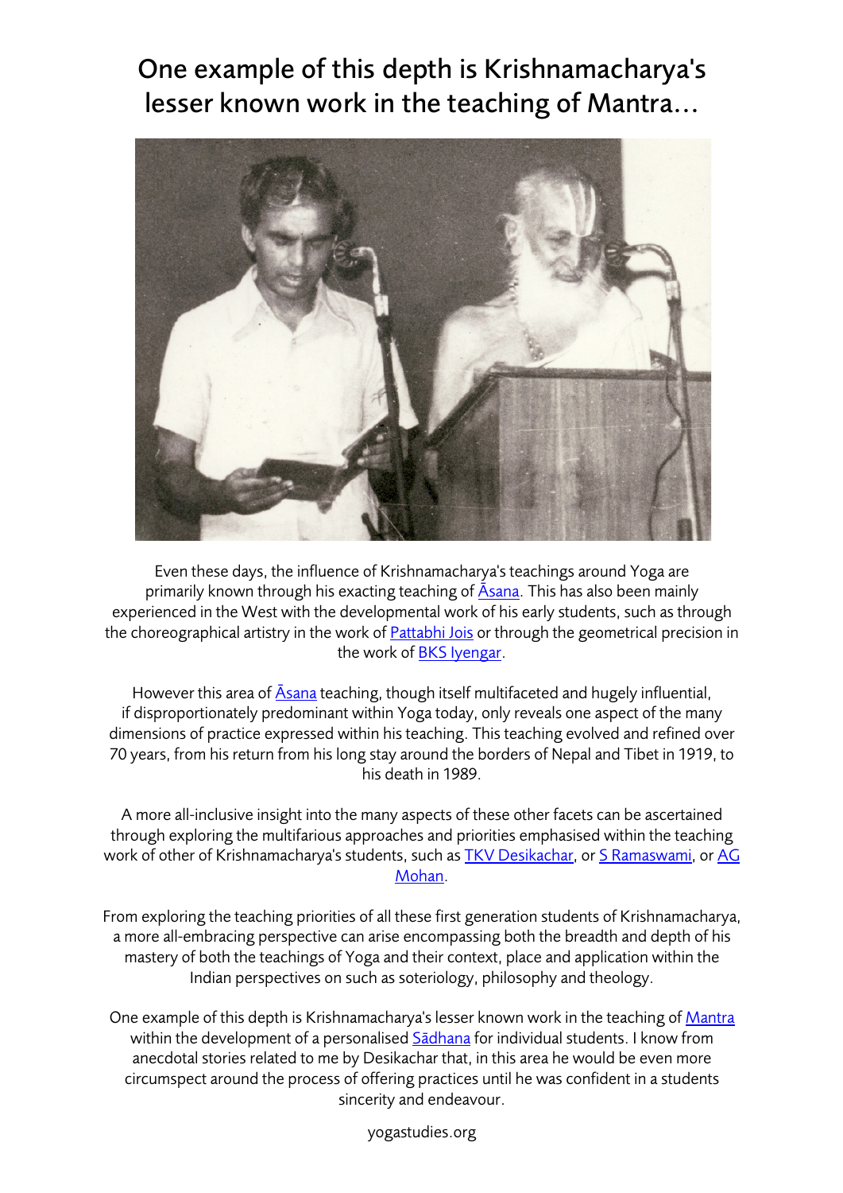# One example of this depth is Krishnamacharya's lesser known work in the teaching of Mantra…

Even these days, the influence of Krishnamacharya's teachings around Yoga are primarily known through his exacting teaching of Āsana. This has also been mainly experienced in the West with the developmental work of his early students, such as through the choreographical artistry in the work of Pattabhi Jois or through the geometrical precision in the work of BKS Iyengar.

However this area of Āsana teaching, though itself multifaceted and hugely influential, if disproportionately predominant within Yoga today, only reveals one aspect of the many dimensions of practice expressed within his teaching. This teaching evolved and refined over 70 years, from his return from his long stay around the borders of Nepal and Tibet in 1919, to his death in 1989.

A more all-inclusive insight into the many aspects of these other facets can be ascertained through exploring the multifarious approaches and priorities emphasised within the teaching work of other of Krishnamacharya's students, such as TKV Desikachar, or S Ramaswami, or AG Mohan.

From exploring the teaching priorities of all these first generation students of Krishnamacharya, a more all-embracing perspective can arise encompassing both the breadth and depth of his mastery of both the teachings of Yoga and their context, place and application within the Indian perspectives on such as soteriology, philosophy and theology.

One example of this depth is Krishnamacharya's lesser known work in the teaching of Mantra within the development of a personalised Sādhana for individual students. I know from anecdotal stories related to me by Desikachar that, in this area he would be even more circumspect around the process of offering practices until he was confident in a students sincerity and endeavour.

yogastudies.org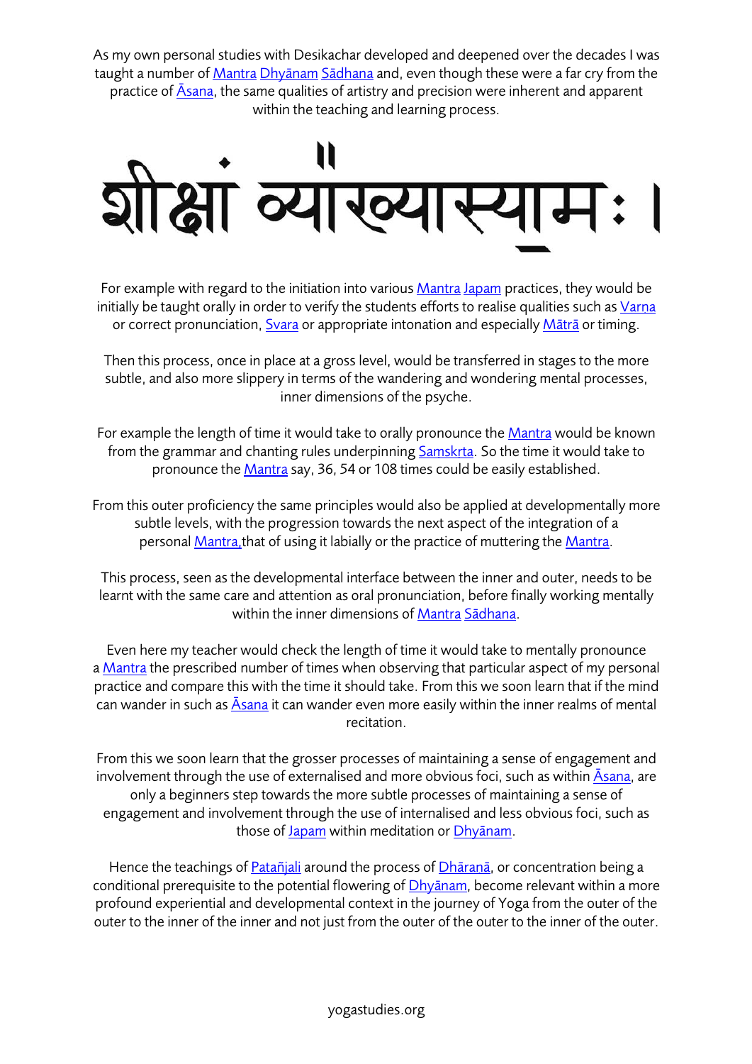As my own personal studies with Desikachar developed and deepened over the decades I was taught a number of Mantra Dhyānam Sādhana and, even though these were a far cry from the practice of Āsana, the same qualities of artistry and precision were inherent and apparent within the teaching and learning process.

शीक्षां व्याँख्यास्याम: ।

For example with regard to the initiation into various Mantra Japam practices, they would be initially be taught orally in order to verify the students efforts to realise qualities such as Varna or correct pronunciation, Svara or appropriate intonation and especially Mātrā or timing.

Then this process, once in place at a gross level, would be transferred in stages to the more subtle, and also more slippery in terms of the wandering and wondering mental processes, inner dimensions of the psyche.

For example the length of time it would take to orally pronounce the Mantra would be known from the grammar and chanting rules underpinning Samskrta. So the time it would take to pronounce the Mantra say, 36, 54 or 108 times could be easily established.

From this outer proficiency the same principles would also be applied at developmentally more subtle levels, with the progression towards the next aspect of the integration of a personal Mantra,that of using it labially or the practice of muttering the Mantra.

This process, seen as the developmental interface between the inner and outer, needs to be learnt with the same care and attention as oral pronunciation, before finally working mentally within the inner dimensions of Mantra Sādhana.

Even here my teacher would check the length of time it would take to mentally pronounce a Mantra the prescribed number of times when observing that particular aspect of my personal practice and compare this with the time it should take. From this we soon learn that if the mind can wander in such as Āsana it can wander even more easily within the inner realms of mental recitation.

From this we soon learn that the grosser processes of maintaining a sense of engagement and involvement through the use of externalised and more obvious foci, such as within Āsana, are only a beginners step towards the more subtle processes of maintaining a sense of engagement and involvement through the use of internalised and less obvious foci, such as those of Japam within meditation or Dhyānam.

Hence the teachings of Patañjali around the process of Dhāranā, or concentration being a conditional prerequisite to the potential flowering of Dhyānam, become relevant within a more profound experiential and developmental context in the journey of Yoga from the outer of the outer to the inner of the inner and not just from the outer of the outer to the inner of the outer.